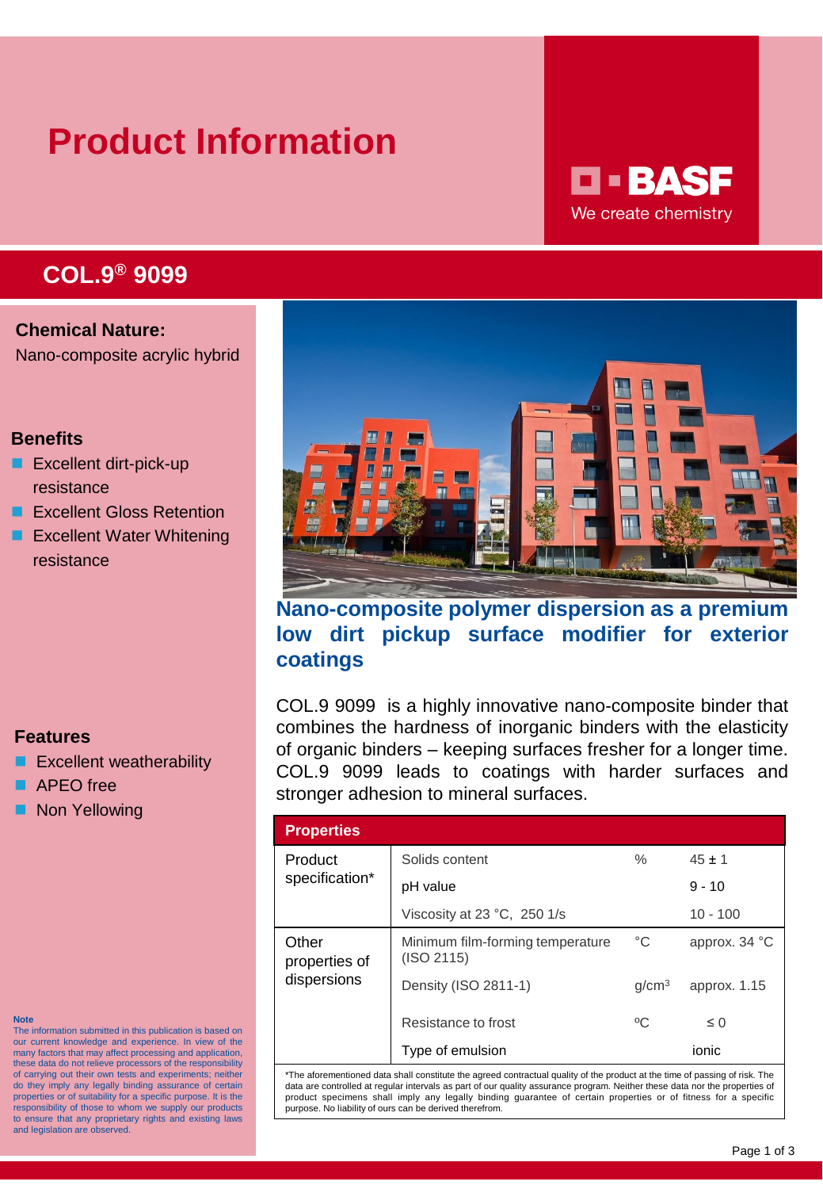# Product Information

**BASF**
We create chemistry

## COL.9® 9099

**Chemical Nature:**
Nano-composite acrylic hybrid

### Benefits

- Excellent dirt-pick-up resistance
- Excellent Gloss Retention
- Excellent Water Whitening resistance

### Features

- Excellent weatherability
- APEO free
- Non Yellowing

## Nano-composite polymer dispersion as a premium low dirt pickup surface modifier for exterior coatings

COL.9 9099 is a highly innovative nano-composite binder that combines the hardness of inorganic binders with the elasticity of organic binders – keeping surfaces fresher for a longer time. COL.9 9099 leads to coatings with harder surfaces and stronger adhesion to mineral surfaces.

| Properties | | | |
|---|---|---|---|
| Product specification* | Solids content | % | 45 ± 1 |
| | pH value | | 9 - 10 |
| | Viscosity at 23 °C, 250 1/s | | 10 - 100 |
| Other properties of dispersions | Minimum film-forming temperature (ISO 2115) | °C | approx. 34 °C |
| | Density (ISO 2811-1) | g/cm³ | approx. 1.15 |
| | Resistance to frost | ºC | ≤ 0 |
| | Type of emulsion | | ionic |

*The aforementioned data shall constitute the agreed contractual quality of the product at the time of passing of risk. The data are controlled at regular intervals as part of our quality assurance program. Neither these data nor the properties of product specimens shall imply any legally binding guarantee of certain properties or of fitness for a specific purpose. No liability of ours can be derived therefrom.

**Note**
The information submitted in this publication is based on our current knowledge and experience. In view of the many factors that may affect processing and application, these data do not relieve processors of the responsibility of carrying out their own tests and experiments; neither do they imply any legally binding assurance of certain properties or of suitability for a specific purpose. It is the responsibility of those to whom we supply our products to ensure that any proprietary rights and existing laws and legislation are observed.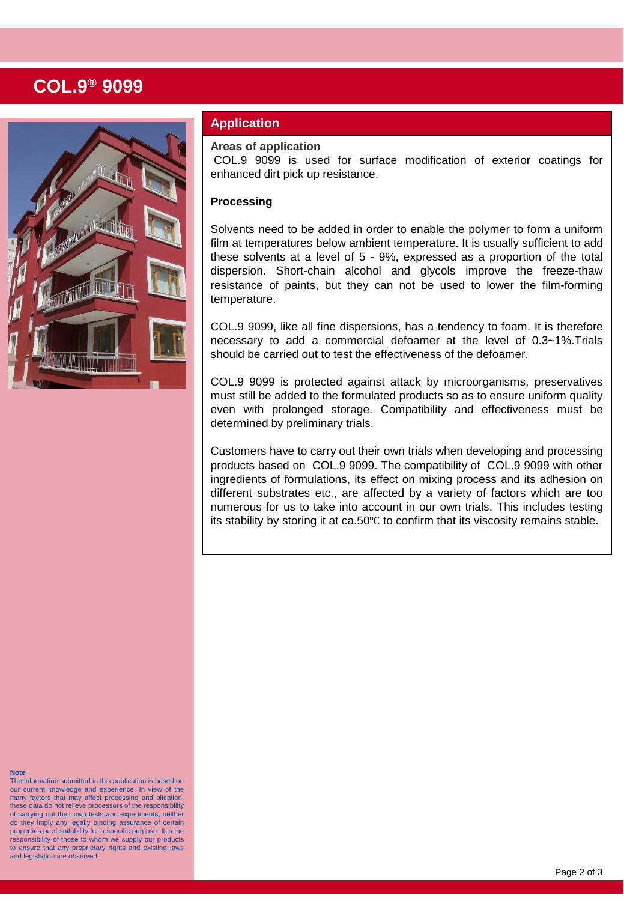# COL.9® 9099

## Application

**Areas of application**

COL.9 9099 is used for surface modification of exterior coatings for enhanced dirt pick up resistance.

**Processing**

Solvents need to be added in order to enable the polymer to form a uniform film at temperatures below ambient temperature. It is usually sufficient to add these solvents at a level of 5 - 9%, expressed as a proportion of the total dispersion. Short-chain alcohol and glycols improve the freeze-thaw resistance of paints, but they can not be used to lower the film-forming temperature.

COL.9 9099, like all fine dispersions, has a tendency to foam. It is therefore necessary to add a commercial defoamer at the level of 0.3~1%.Trials should be carried out to test the effectiveness of the defoamer.

COL.9 9099 is protected against attack by microorganisms, preservatives must still be added to the formulated products so as to ensure uniform quality even with prolonged storage. Compatibility and effectiveness must be determined by preliminary trials.

Customers have to carry out their own trials when developing and processing products based on COL.9 9099. The compatibility of COL.9 9099 with other ingredients of formulations, its effect on mixing process and its adhesion on different substrates etc., are affected by a variety of factors which are too numerous for us to take into account in our own trials. This includes testing its stability by storing it at ca.50℃ to confirm that its viscosity remains stable.

**Note**

The information submitted in this publication is based on our current knowledge and experience. In view of the many factors that may affect processing and plication, these data do not relieve processors of the responsibility of carrying out their own tests and experiments; neither do they imply any legally binding assurance of certain properties or of suitability for a specific purpose. It is the responsibility of those to whom we supply our products to ensure that any proprietary rights and existing laws and legislation are observed.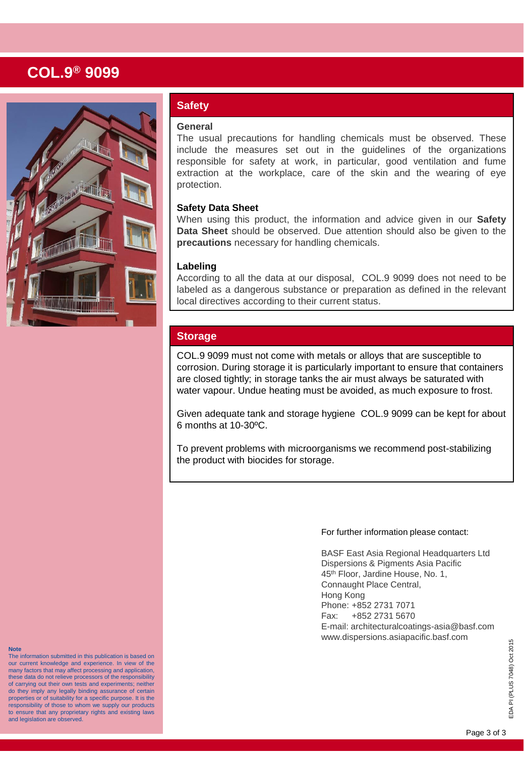# COL.9® 9099

## Safety

### General

The usual precautions for handling chemicals must be observed. These include the measures set out in the guidelines of the organizations responsible for safety at work, in particular, good ventilation and fume extraction at the workplace, care of the skin and the wearing of eye protection.

### Safety Data Sheet

When using this product, the information and advice given in our **Safety Data Sheet** should be observed. Due attention should also be given to the **precautions** necessary for handling chemicals.

### Labeling

According to all the data at our disposal, COL.9 9099 does not need to be labeled as a dangerous substance or preparation as defined in the relevant local directives according to their current status.

## Storage

COL.9 9099 must not come with metals or alloys that are susceptible to corrosion. During storage it is particularly important to ensure that containers are closed tightly; in storage tanks the air must always be saturated with water vapour. Undue heating must be avoided, as much exposure to frost.

Given adequate tank and storage hygiene COL.9 9099 can be kept for about 6 months at 10-30ºC.

To prevent problems with microorganisms we recommend post-stabilizing the product with biocides for storage.

For further information please contact:

BASF East Asia Regional Headquarters Ltd
Dispersions & Pigments Asia Pacific
45th Floor, Jardine House, No. 1,
Connaught Place Central,
Hong Kong
Phone: +852 2731 7071
Fax: +852 2731 5670
E-mail: architecturalcoatings-asia@basf.com
www.dispersions.asiapacific.basf.com

**Note**
The information submitted in this publication is based on our current knowledge and experience. In view of the many factors that may affect processing and application, these data do not relieve processors of the responsibility of carrying out their own tests and experiments; neither do they imply any legally binding assurance of certain properties or of suitability for a specific purpose. It is the responsibility of those to whom we supply our products to ensure that any proprietary rights and existing laws and legislation are observed.

EDA PI (PLUS 7048) Oct 2015